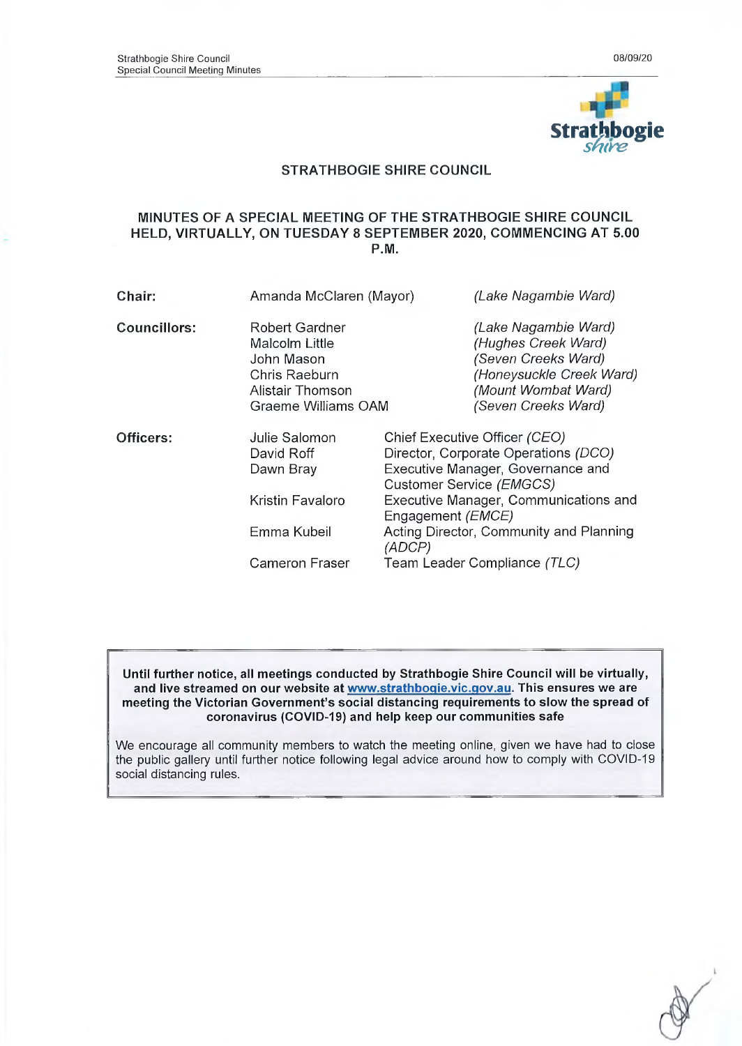# STRATHBOGIE SHIRE COUNCIL

## MINUTES OF A SPECIAL MEETING OF THE STRATHBOGIE SHIRE COUNCIL HELD, VIRTUALLY, ON TUESDAY 8 SEPTEMBER 2020, COMMENCING AT 5.00 P.M.

| | | |
|---|---|---|
| **Chair:** | Amanda McClaren (Mayor) | *(Lake Nagambie Ward)* |
| **Councillors:** | Robert Gardner | *(Lake Nagambie Ward)* |
| | Malcolm Little | *(Hughes Creek Ward)* |
| | John Mason | *(Seven Creeks Ward)* |
| | Chris Raeburn | *(Honeysuckle Creek Ward)* |
| | Alistair Thomson | *(Mount Wombat Ward)* |
| | Graeme Williams OAM | *(Seven Creeks Ward)* |

| | | |
|---|---|---|
| **Officers:** | Julie Salomon | Chief Executive Officer *(CEO)* |
| | David Roff | Director, Corporate Operations *(DCO)* |
| | Dawn Bray | Executive Manager, Governance and Customer Service *(EMGCS)* |
| | Kristin Favaloro | Executive Manager, Communications and Engagement *(EMCE)* |
| | Emma Kubeil | Acting Director, Community and Planning *(ADCP)* |
| | Cameron Fraser | Team Leader Compliance *(TLC)* |

**Until further notice, all meetings conducted by Strathbogie Shire Council will be virtually, and live streamed on our website at [www.strathbogie.vic.gov.au](http://www.strathbogie.vic.gov.au). This ensures we are meeting the Victorian Government's social distancing requirements to slow the spread of coronavirus (COVID-19) and help keep our communities safe**

We encourage all community members to watch the meeting online, given we have had to close the public gallery until further notice following legal advice around how to comply with COVID-19 social distancing rules.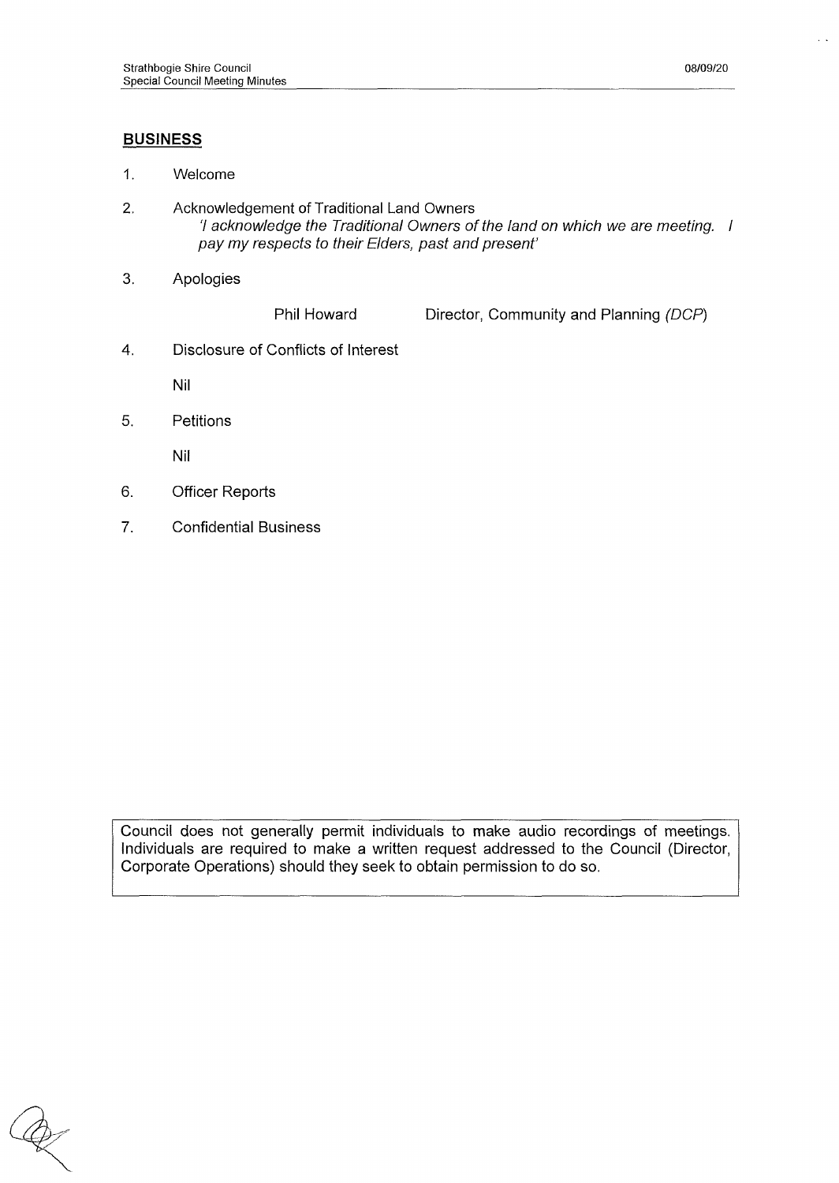## BUSINESS

1. Welcome

2. Acknowledgement of Traditional Land Owners
   *'I acknowledge the Traditional Owners of the land on which we are meeting. I pay my respects to their Elders, past and present'*

3. Apologies

   Phil Howard — Director, Community and Planning *(DCP)*

4. Disclosure of Conflicts of Interest

   Nil

5. Petitions

   Nil

6. Officer Reports

7. Confidential Business

Council does not generally permit individuals to make audio recordings of meetings. Individuals are required to make a written request addressed to the Council (Director, Corporate Operations) should they seek to obtain permission to do so.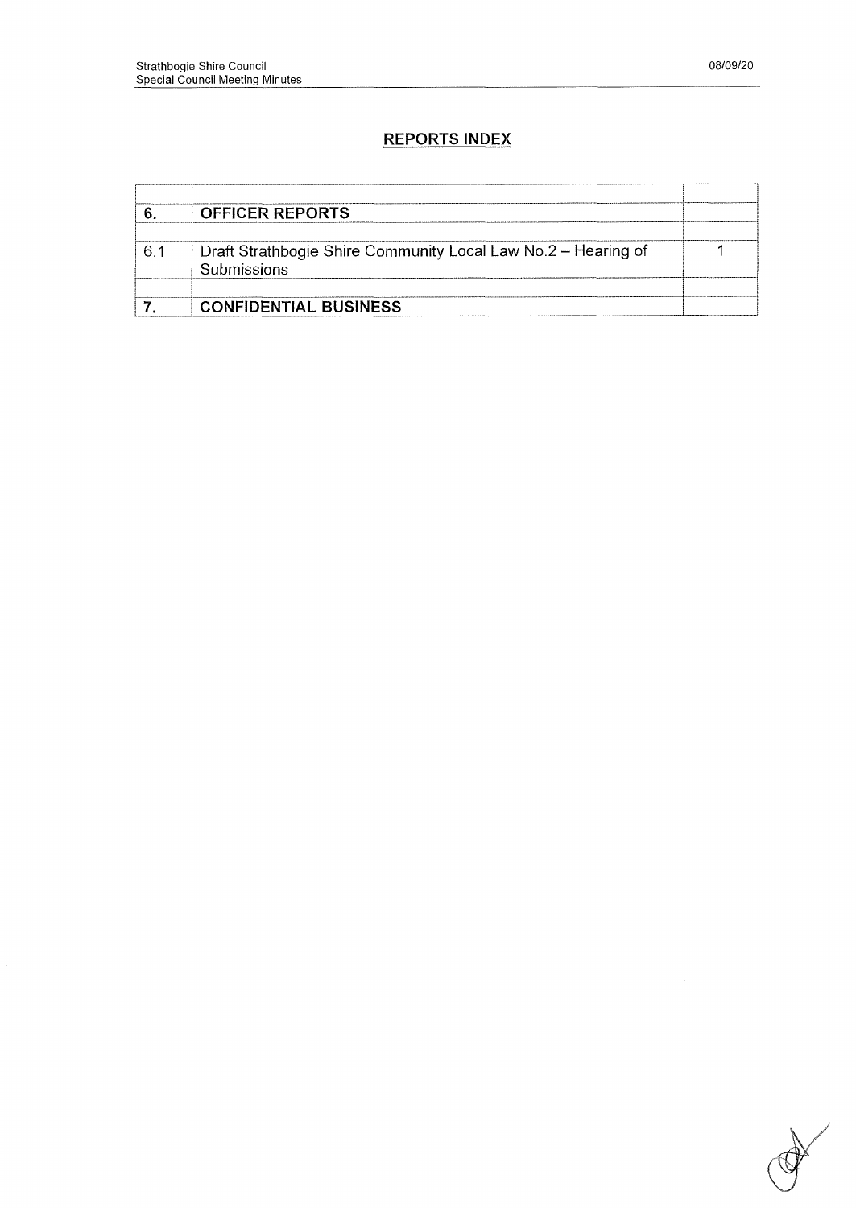## REPORTS INDEX

| | | |
|---|---|---|
| **6.** | **OFFICER REPORTS** | |
| | | |
| 6.1 | Draft Strathbogie Shire Community Local Law No.2 – Hearing of Submissions | 1 |
| | | |
| **7.** | **CONFIDENTIAL BUSINESS** | |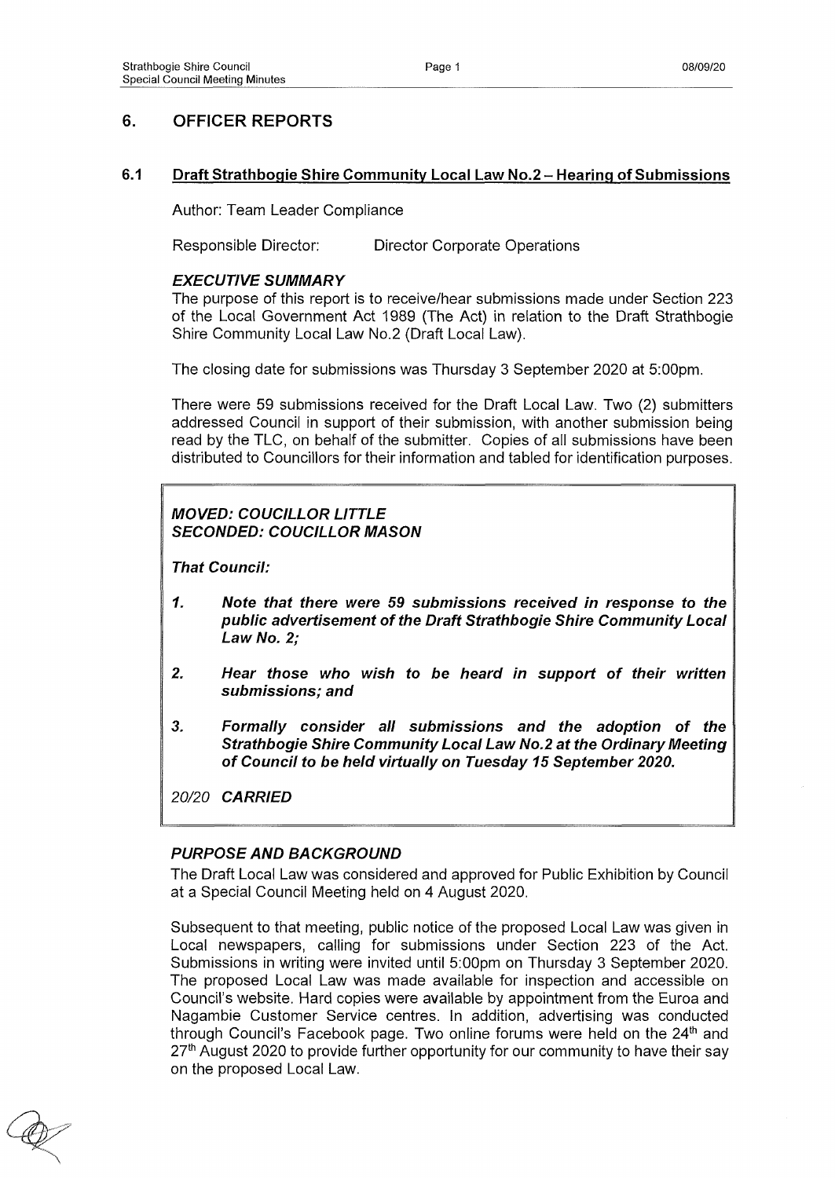## 6. OFFICER REPORTS

### 6.1 Draft Strathbogie Shire Community Local Law No.2 – Hearing of Submissions

Author: Team Leader Compliance

Responsible Director: Director Corporate Operations

#### *EXECUTIVE SUMMARY*

The purpose of this report is to receive/hear submissions made under Section 223 of the Local Government Act 1989 (The Act) in relation to the Draft Strathbogie Shire Community Local Law No.2 (Draft Local Law).

The closing date for submissions was Thursday 3 September 2020 at 5:00pm.

There were 59 submissions received for the Draft Local Law. Two (2) submitters addressed Council in support of their submission, with another submission being read by the TLC, on behalf of the submitter. Copies of all submissions have been distributed to Councillors for their information and tabled for identification purposes.

***MOVED: COUCILLOR LITTLE***
***SECONDED: COUCILLOR MASON***

***That Council:***

1. ***Note that there were 59 submissions received in response to the public advertisement of the Draft Strathbogie Shire Community Local Law No. 2;***
2. ***Hear those who wish to be heard in support of their written submissions; and***
3. ***Formally consider all submissions and the adoption of the Strathbogie Shire Community Local Law No.2 at the Ordinary Meeting of Council to be held virtually on Tuesday 15 September 2020.***

*20/20* ***CARRIED***

#### *PURPOSE AND BACKGROUND*

The Draft Local Law was considered and approved for Public Exhibition by Council at a Special Council Meeting held on 4 August 2020.

Subsequent to that meeting, public notice of the proposed Local Law was given in Local newspapers, calling for submissions under Section 223 of the Act. Submissions in writing were invited until 5:00pm on Thursday 3 September 2020. The proposed Local Law was made available for inspection and accessible on Council's website. Hard copies were available by appointment from the Euroa and Nagambie Customer Service centres. In addition, advertising was conducted through Council's Facebook page. Two online forums were held on the 24th and 27th August 2020 to provide further opportunity for our community to have their say on the proposed Local Law.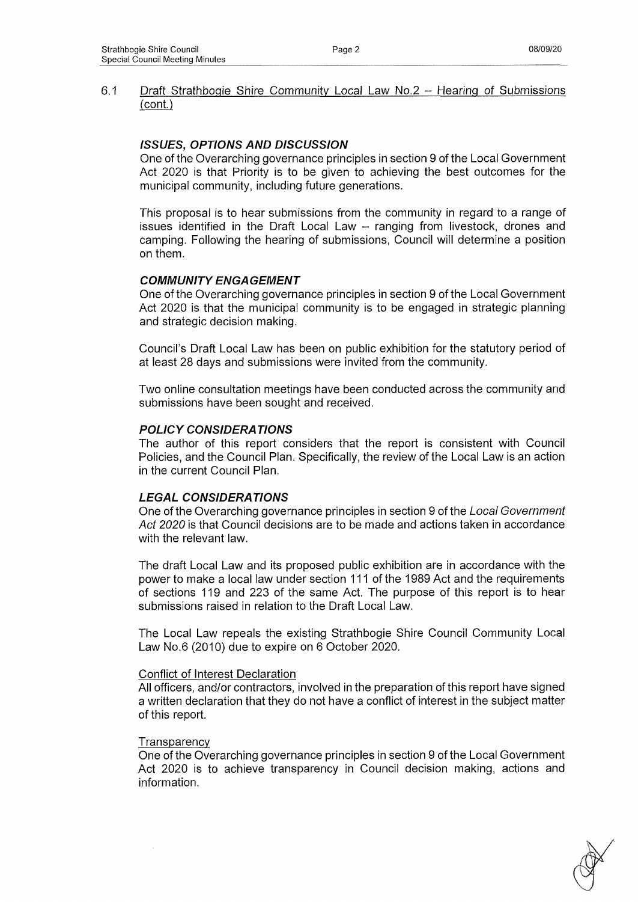## 6.1 Draft Strathbogie Shire Community Local Law No.2 – Hearing of Submissions (cont.)

### *ISSUES, OPTIONS AND DISCUSSION*

One of the Overarching governance principles in section 9 of the Local Government Act 2020 is that Priority is to be given to achieving the best outcomes for the municipal community, including future generations.

This proposal is to hear submissions from the community in regard to a range of issues identified in the Draft Local Law – ranging from livestock, drones and camping. Following the hearing of submissions, Council will determine a position on them.

### *COMMUNITY ENGAGEMENT*

One of the Overarching governance principles in section 9 of the Local Government Act 2020 is that the municipal community is to be engaged in strategic planning and strategic decision making.

Council's Draft Local Law has been on public exhibition for the statutory period of at least 28 days and submissions were invited from the community.

Two online consultation meetings have been conducted across the community and submissions have been sought and received.

### *POLICY CONSIDERATIONS*

The author of this report considers that the report is consistent with Council Policies, and the Council Plan. Specifically, the review of the Local Law is an action in the current Council Plan.

### *LEGAL CONSIDERATIONS*

One of the Overarching governance principles in section 9 of the *Local Government Act 2020* is that Council decisions are to be made and actions taken in accordance with the relevant law.

The draft Local Law and its proposed public exhibition are in accordance with the power to make a local law under section 111 of the 1989 Act and the requirements of sections 119 and 223 of the same Act. The purpose of this report is to hear submissions raised in relation to the Draft Local Law.

The Local Law repeals the existing Strathbogie Shire Council Community Local Law No.6 (2010) due to expire on 6 October 2020.

#### Conflict of Interest Declaration

All officers, and/or contractors, involved in the preparation of this report have signed a written declaration that they do not have a conflict of interest in the subject matter of this report.

#### Transparency

One of the Overarching governance principles in section 9 of the Local Government Act 2020 is to achieve transparency in Council decision making, actions and information.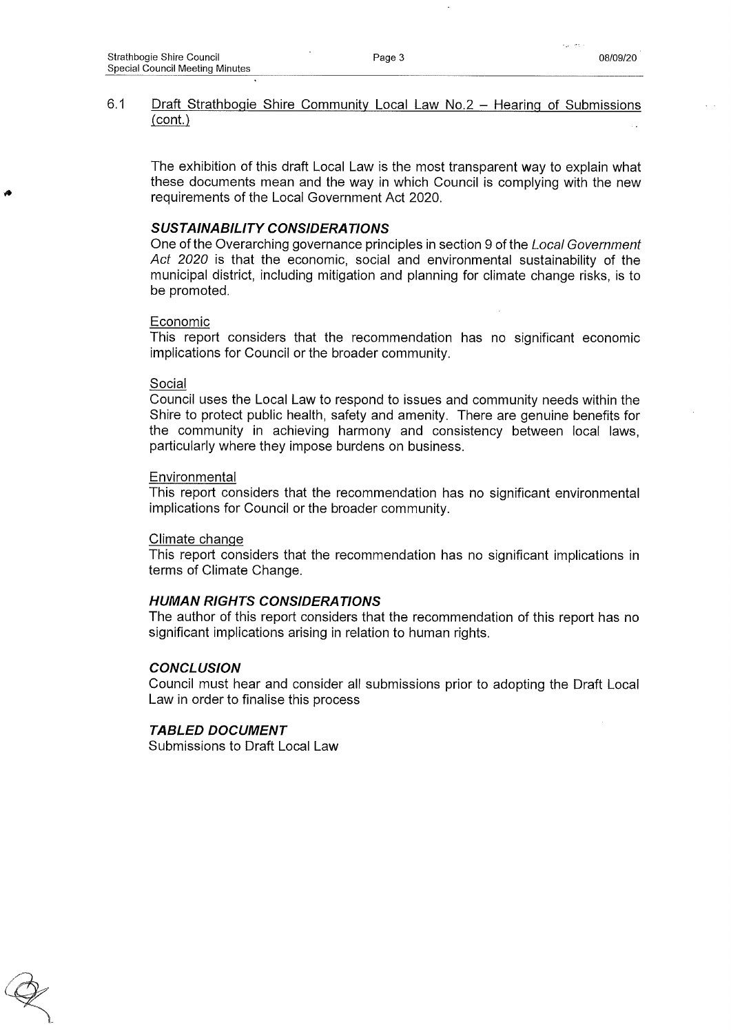## 6.1 Draft Strathbogie Shire Community Local Law No.2 – Hearing of Submissions (cont.)

The exhibition of this draft Local Law is the most transparent way to explain what these documents mean and the way in which Council is complying with the new requirements of the Local Government Act 2020.

### ***SUSTAINABILITY CONSIDERATIONS***

One of the Overarching governance principles in section 9 of the *Local Government Act 2020* is that the economic, social and environmental sustainability of the municipal district, including mitigation and planning for climate change risks, is to be promoted.

Economic
This report considers that the recommendation has no significant economic implications for Council or the broader community.

Social
Council uses the Local Law to respond to issues and community needs within the Shire to protect public health, safety and amenity. There are genuine benefits for the community in achieving harmony and consistency between local laws, particularly where they impose burdens on business.

Environmental
This report considers that the recommendation has no significant environmental implications for Council or the broader community.

Climate change
This report considers that the recommendation has no significant implications in terms of Climate Change.

### ***HUMAN RIGHTS CONSIDERATIONS***

The author of this report considers that the recommendation of this report has no significant implications arising in relation to human rights.

### ***CONCLUSION***

Council must hear and consider all submissions prior to adopting the Draft Local Law in order to finalise this process

### ***TABLED DOCUMENT***

Submissions to Draft Local Law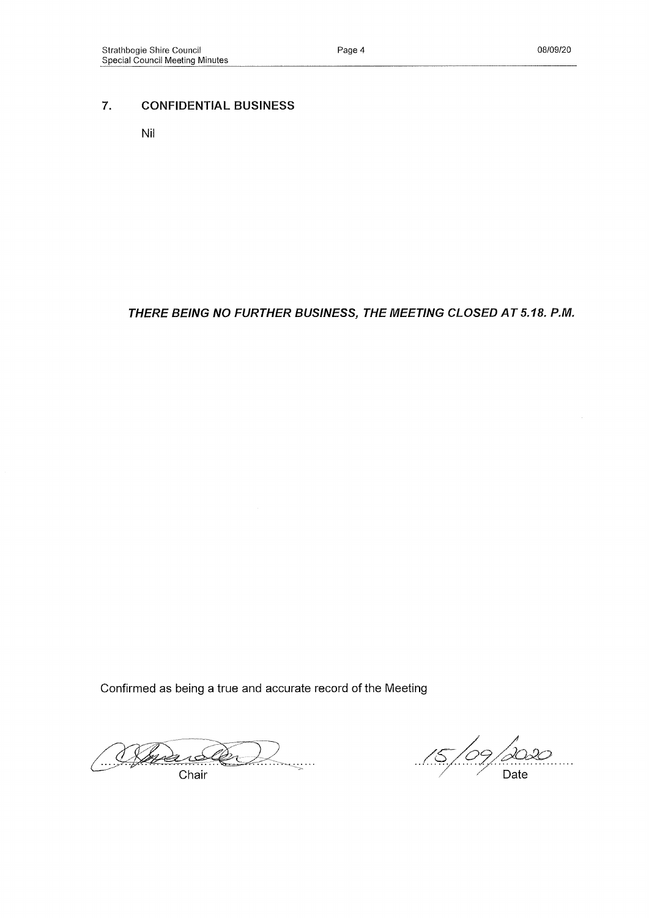## 7. CONFIDENTIAL BUSINESS

Nil

***THERE BEING NO FURTHER BUSINESS, THE MEETING CLOSED AT 5.18. P.M.***

Confirmed as being a true and accurate record of the Meeting

...................................
Chair

15/09/2020
Date